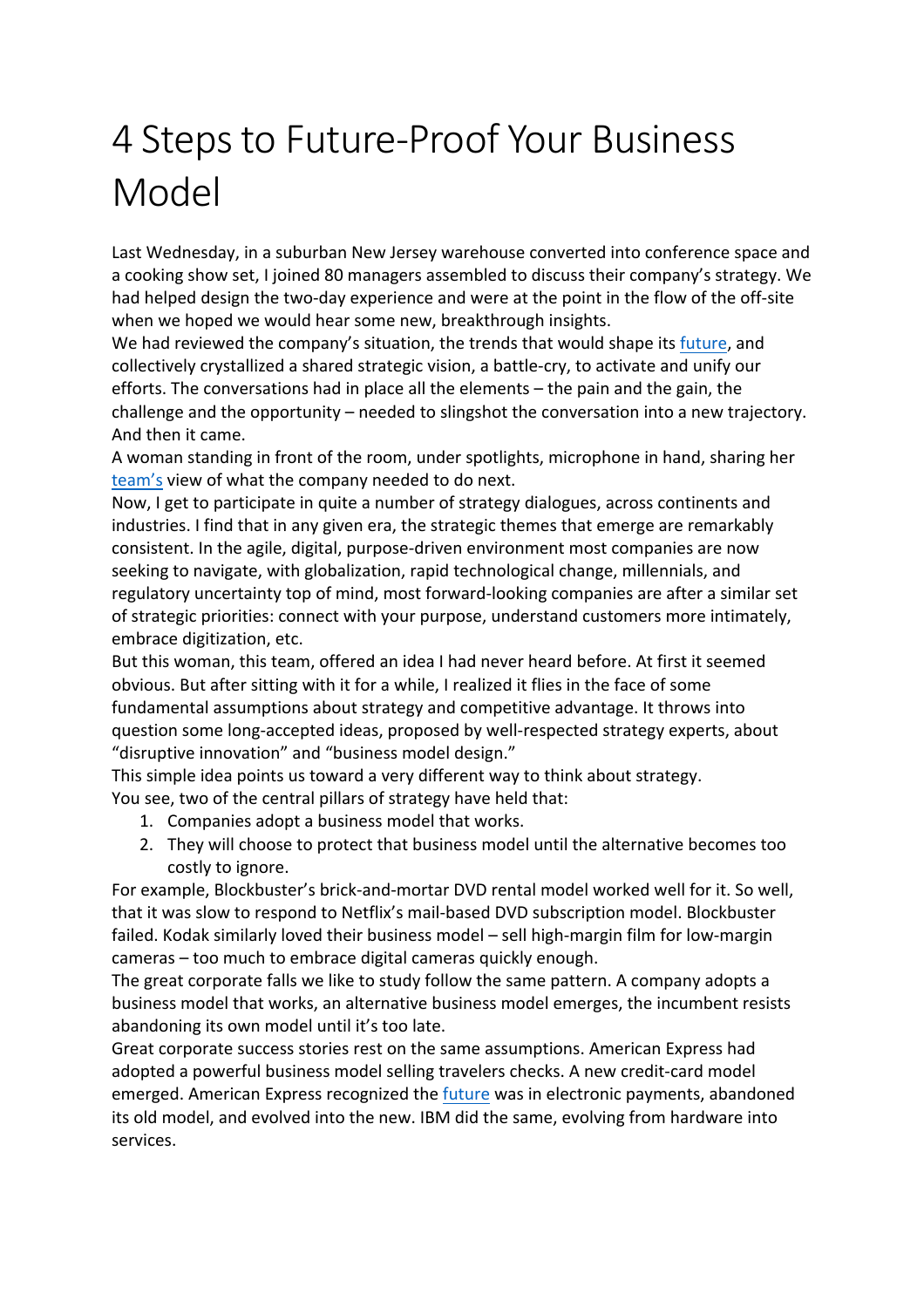# 4 Steps to Future-Proof Your Business Model

Last Wednesday, in a suburban New Jersey warehouse converted into conference space and a cooking show set, I joined 80 managers assembled to discuss their company's strategy. We had helped design the two-day experience and were at the point in the flow of the off-site when we hoped we would hear some new, breakthrough insights.

We had reviewed the company's situation, the trends that would shape its future, and collectively crystallized a shared strategic vision, a battle-cry, to activate and unify our efforts. The conversations had in place all the elements – the pain and the gain, the challenge and the opportunity – needed to slingshot the conversation into a new trajectory. And then it came.

A woman standing in front of the room, under spotlights, microphone in hand, sharing her team's view of what the company needed to do next.

Now, I get to participate in quite a number of strategy dialogues, across continents and industries. I find that in any given era, the strategic themes that emerge are remarkably consistent. In the agile, digital, purpose-driven environment most companies are now seeking to navigate, with globalization, rapid technological change, millennials, and regulatory uncertainty top of mind, most forward-looking companies are after a similar set of strategic priorities: connect with your purpose, understand customers more intimately, embrace digitization, etc.

But this woman, this team, offered an idea I had never heard before. At first it seemed obvious. But after sitting with it for a while, I realized it flies in the face of some fundamental assumptions about strategy and competitive advantage. It throws into question some long-accepted ideas, proposed by well-respected strategy experts, about "disruptive innovation" and "business model design."

This simple idea points us toward a very different way to think about strategy.

You see, two of the central pillars of strategy have held that:

1. Companies adopt a business model that works.
2. They will choose to protect that business model until the alternative becomes too costly to ignore.

For example, Blockbuster's brick-and-mortar DVD rental model worked well for it. So well, that it was slow to respond to Netflix's mail-based DVD subscription model. Blockbuster failed. Kodak similarly loved their business model – sell high-margin film for low-margin cameras – too much to embrace digital cameras quickly enough.

The great corporate falls we like to study follow the same pattern. A company adopts a business model that works, an alternative business model emerges, the incumbent resists abandoning its own model until it's too late.

Great corporate success stories rest on the same assumptions. American Express had adopted a powerful business model selling travelers checks. A new credit-card model emerged. American Express recognized the future was in electronic payments, abandoned its old model, and evolved into the new. IBM did the same, evolving from hardware into services.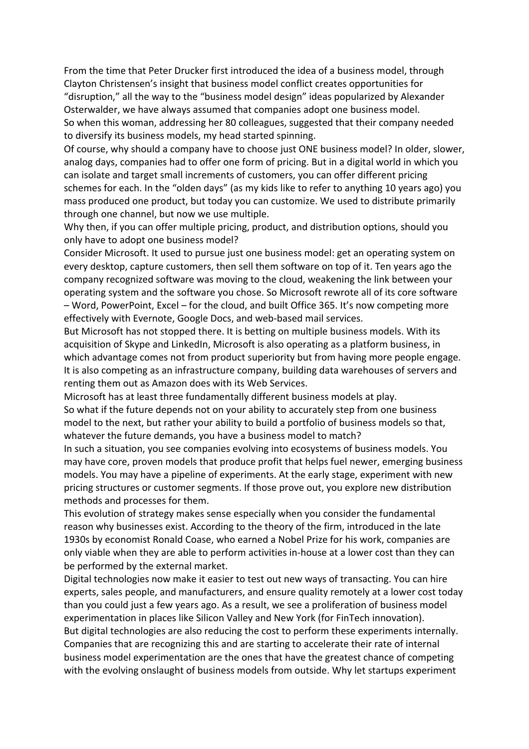From the time that Peter Drucker first introduced the idea of a business model, through Clayton Christensen's insight that business model conflict creates opportunities for "disruption," all the way to the "business model design" ideas popularized by Alexander Osterwalder, we have always assumed that companies adopt one business model.

So when this woman, addressing her 80 colleagues, suggested that their company needed to diversify its business models, my head started spinning.

Of course, why should a company have to choose just ONE business model? In older, slower, analog days, companies had to offer one form of pricing. But in a digital world in which you can isolate and target small increments of customers, you can offer different pricing schemes for each. In the "olden days" (as my kids like to refer to anything 10 years ago) you mass produced one product, but today you can customize. We used to distribute primarily through one channel, but now we use multiple.

Why then, if you can offer multiple pricing, product, and distribution options, should you only have to adopt one business model?

Consider Microsoft. It used to pursue just one business model: get an operating system on every desktop, capture customers, then sell them software on top of it. Ten years ago the company recognized software was moving to the cloud, weakening the link between your operating system and the software you chose. So Microsoft rewrote all of its core software – Word, PowerPoint, Excel – for the cloud, and built Office 365. It's now competing more effectively with Evernote, Google Docs, and web-based mail services.

But Microsoft has not stopped there. It is betting on multiple business models. With its acquisition of Skype and LinkedIn, Microsoft is also operating as a platform business, in which advantage comes not from product superiority but from having more people engage. It is also competing as an infrastructure company, building data warehouses of servers and renting them out as Amazon does with its Web Services.

Microsoft has at least three fundamentally different business models at play.

So what if the future depends not on your ability to accurately step from one business model to the next, but rather your ability to build a portfolio of business models so that, whatever the future demands, you have a business model to match?

In such a situation, you see companies evolving into ecosystems of business models. You may have core, proven models that produce profit that helps fuel newer, emerging business models. You may have a pipeline of experiments. At the early stage, experiment with new pricing structures or customer segments. If those prove out, you explore new distribution methods and processes for them.

This evolution of strategy makes sense especially when you consider the fundamental reason why businesses exist. According to the theory of the firm, introduced in the late 1930s by economist Ronald Coase, who earned a Nobel Prize for his work, companies are only viable when they are able to perform activities in-house at a lower cost than they can be performed by the external market.

Digital technologies now make it easier to test out new ways of transacting. You can hire experts, sales people, and manufacturers, and ensure quality remotely at a lower cost today than you could just a few years ago. As a result, we see a proliferation of business model experimentation in places like Silicon Valley and New York (for FinTech innovation).

But digital technologies are also reducing the cost to perform these experiments internally. Companies that are recognizing this and are starting to accelerate their rate of internal business model experimentation are the ones that have the greatest chance of competing with the evolving onslaught of business models from outside. Why let startups experiment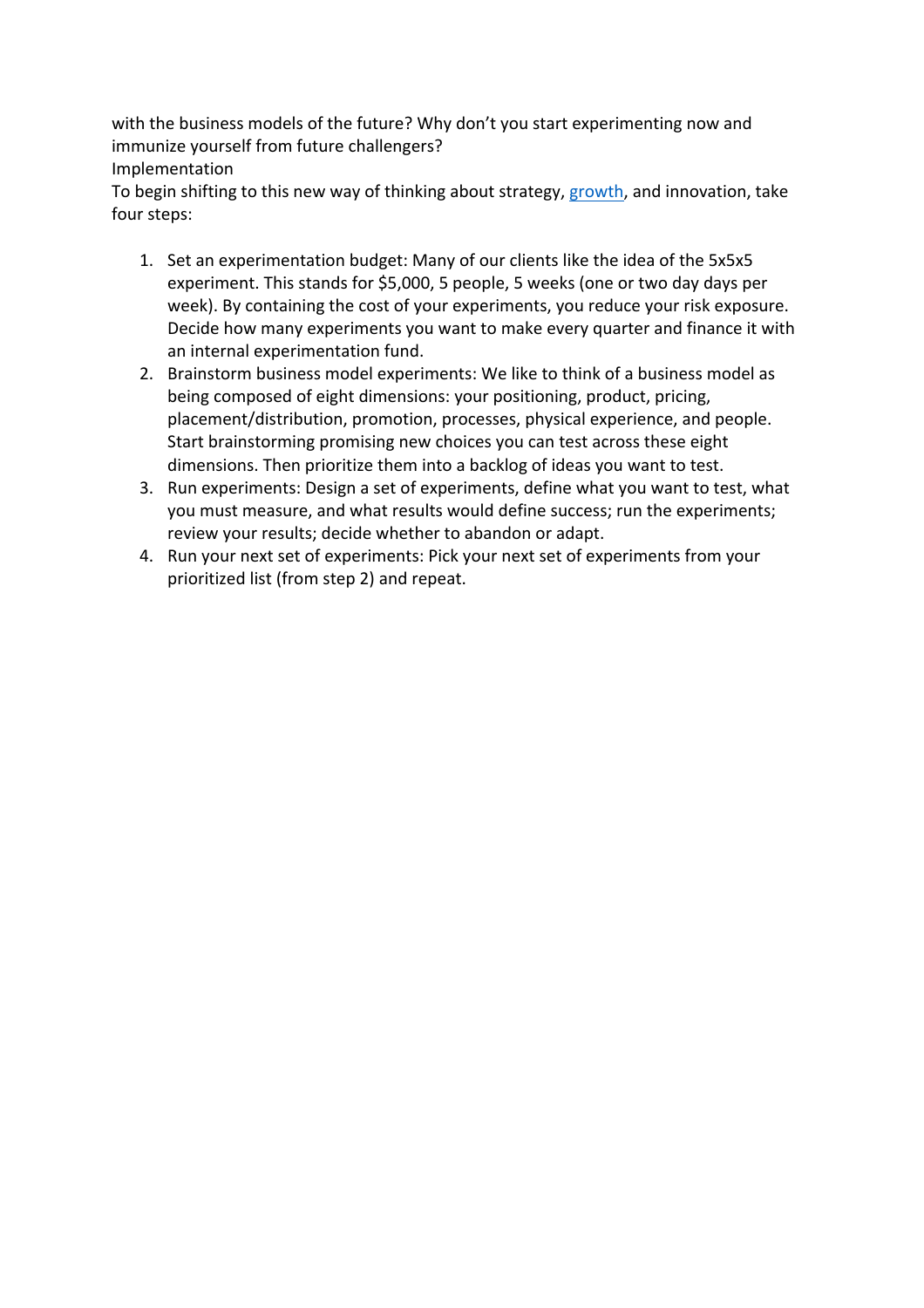with the business models of the future? Why don't you start experimenting now and immunize yourself from future challengers?

## Implementation

To begin shifting to this new way of thinking about strategy, [growth](), and innovation, take four steps:

1. Set an experimentation budget: Many of our clients like the idea of the 5x5x5 experiment. This stands for $5,000, 5 people, 5 weeks (one or two day days per week). By containing the cost of your experiments, you reduce your risk exposure. Decide how many experiments you want to make every quarter and finance it with an internal experimentation fund.
2. Brainstorm business model experiments: We like to think of a business model as being composed of eight dimensions: your positioning, product, pricing, placement/distribution, promotion, processes, physical experience, and people. Start brainstorming promising new choices you can test across these eight dimensions. Then prioritize them into a backlog of ideas you want to test.
3. Run experiments: Design a set of experiments, define what you want to test, what you must measure, and what results would define success; run the experiments; review your results; decide whether to abandon or adapt.
4. Run your next set of experiments: Pick your next set of experiments from your prioritized list (from step 2) and repeat.